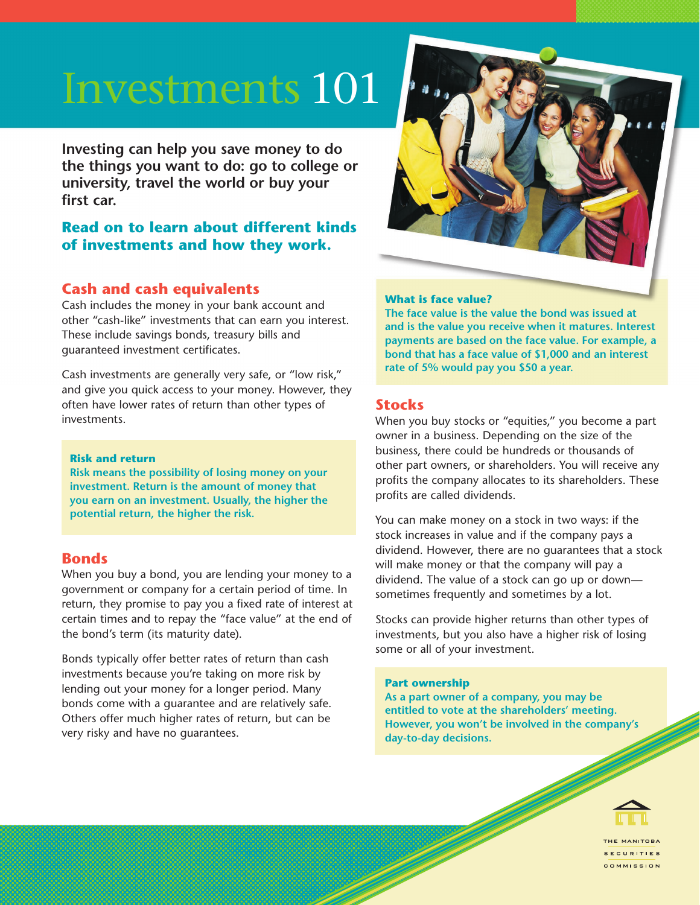# Investments 101

**Investing can help you save money to do the things you want to do: go to college or university, travel the world or buy your first car.**

**Read on to learn about different kinds of investments and how they work.**

## Cash and cash equivalents

Cash includes the money in your bank account and other "cash-like" investments that can earn you interest. These include savings bonds, treasury bills and guaranteed investment certificates.

Cash investments are generally very safe, or "low risk," and give you quick access to your money. However, they often have lower rates of return than other types of investments.

> **Risk and return**
>
> **Risk means the possibility of losing money on your investment. Return is the amount of money that you earn on an investment. Usually, the higher the potential return, the higher the risk.**

## Bonds

When you buy a bond, you are lending your money to a government or company for a certain period of time. In return, they promise to pay you a fixed rate of interest at certain times and to repay the "face value" at the end of the bond's term (its maturity date).

Bonds typically offer better rates of return than cash investments because you're taking on more risk by lending out your money for a longer period. Many bonds come with a guarantee and are relatively safe. Others offer much higher rates of return, but can be very risky and have no guarantees.

> **What is face value?**
>
> **The face value is the value the bond was issued at and is the value you receive when it matures. Interest payments are based on the face value. For example, a bond that has a face value of $1,000 and an interest rate of 5% would pay you $50 a year.**

## Stocks

When you buy stocks or "equities," you become a part owner in a business. Depending on the size of the business, there could be hundreds or thousands of other part owners, or shareholders. You will receive any profits the company allocates to its shareholders. These profits are called dividends.

You can make money on a stock in two ways: if the stock increases in value and if the company pays a dividend. However, there are no guarantees that a stock will make money or that the company will pay a dividend. The value of a stock can go up or down—sometimes frequently and sometimes by a lot.

Stocks can provide higher returns than other types of investments, but you also have a higher risk of losing some or all of your investment.

> **Part ownership**
>
> **As a part owner of a company, you may be entitled to vote at the shareholders' meeting. However, you won't be involved in the company's day-to-day decisions.**

THE MANITOBA SECURITIES COMMISSION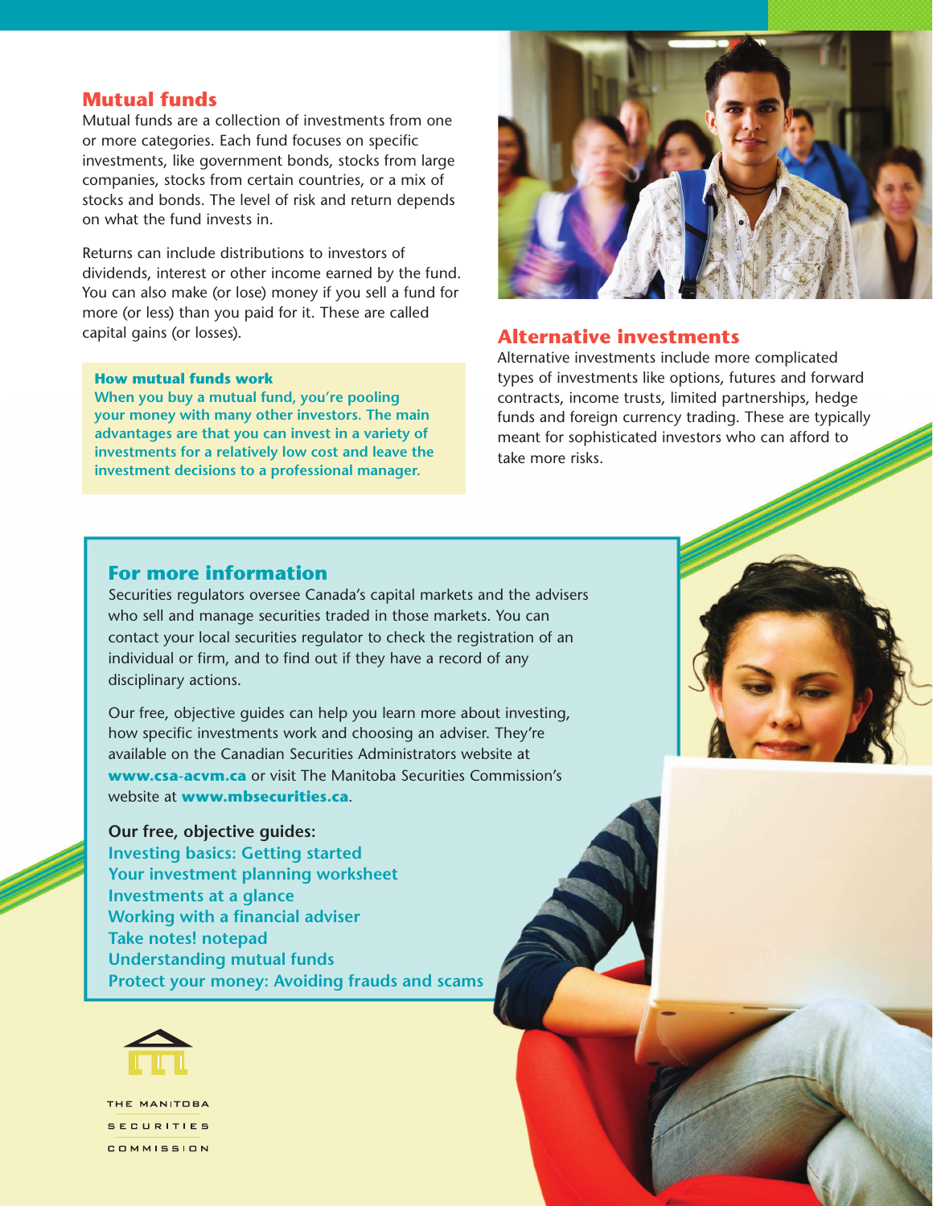## Mutual funds

Mutual funds are a collection of investments from one or more categories. Each fund focuses on specific investments, like government bonds, stocks from large companies, stocks from certain countries, or a mix of stocks and bonds. The level of risk and return depends on what the fund invests in.

Returns can include distributions to investors of dividends, interest or other income earned by the fund. You can also make (or lose) money if you sell a fund for more (or less) than you paid for it. These are called capital gains (or losses).

**How mutual funds work**

**When you buy a mutual fund, you're pooling your money with many other investors. The main advantages are that you can invest in a variety of investments for a relatively low cost and leave the investment decisions to a professional manager.**

## Alternative investments

Alternative investments include more complicated types of investments like options, futures and forward contracts, income trusts, limited partnerships, hedge funds and foreign currency trading. These are typically meant for sophisticated investors who can afford to take more risks.

## For more information

Securities regulators oversee Canada's capital markets and the advisers who sell and manage securities traded in those markets. You can contact your local securities regulator to check the registration of an individual or firm, and to find out if they have a record of any disciplinary actions.

Our free, objective guides can help you learn more about investing, how specific investments work and choosing an adviser. They're available on the Canadian Securities Administrators website at **www.csa-acvm.ca** or visit The Manitoba Securities Commission's website at **www.mbsecurities.ca**.

**Our free, objective guides:**

- Investing basics: Getting started
- Your investment planning worksheet
- Investments at a glance
- Working with a financial adviser
- Take notes! notepad
- Understanding mutual funds
- Protect your money: Avoiding frauds and scams

THE MANITOBA SECURITIES COMMISSION